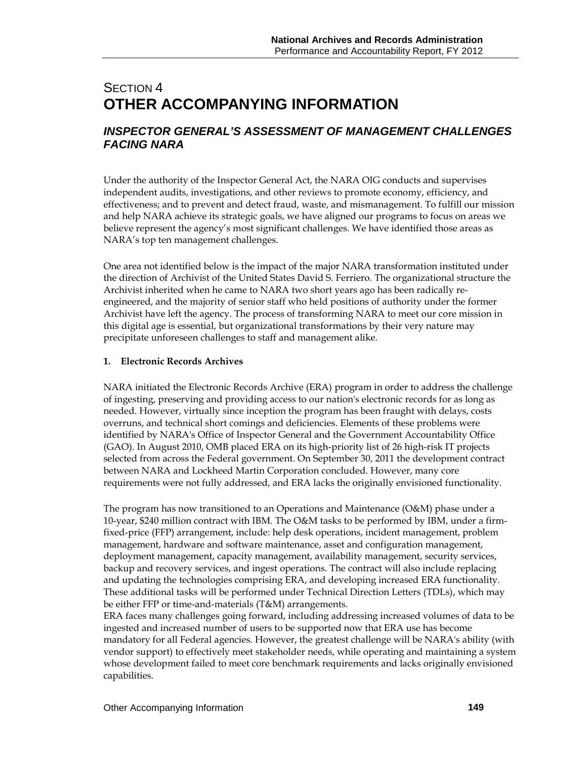# SECTION 4
# OTHER ACCOMPANYING INFORMATION

## *INSPECTOR GENERAL'S ASSESSMENT OF MANAGEMENT CHALLENGES FACING NARA*

Under the authority of the Inspector General Act, the NARA OIG conducts and supervises independent audits, investigations, and other reviews to promote economy, efficiency, and effectiveness; and to prevent and detect fraud, waste, and mismanagement. To fulfill our mission and help NARA achieve its strategic goals, we have aligned our programs to focus on areas we believe represent the agency's most significant challenges. We have identified those areas as NARA's top ten management challenges.

One area not identified below is the impact of the major NARA transformation instituted under the direction of Archivist of the United States David S. Ferriero. The organizational structure the Archivist inherited when he came to NARA two short years ago has been radically re-engineered, and the majority of senior staff who held positions of authority under the former Archivist have left the agency. The process of transforming NARA to meet our core mission in this digital age is essential, but organizational transformations by their very nature may precipitate unforeseen challenges to staff and management alike.

**1. Electronic Records Archives**

NARA initiated the Electronic Records Archive (ERA) program in order to address the challenge of ingesting, preserving and providing access to our nation's electronic records for as long as needed. However, virtually since inception the program has been fraught with delays, costs overruns, and technical short comings and deficiencies. Elements of these problems were identified by NARA's Office of Inspector General and the Government Accountability Office (GAO). In August 2010, OMB placed ERA on its high-priority list of 26 high-risk IT projects selected from across the Federal government. On September 30, 2011 the development contract between NARA and Lockheed Martin Corporation concluded. However, many core requirements were not fully addressed, and ERA lacks the originally envisioned functionality.

The program has now transitioned to an Operations and Maintenance (O&M) phase under a 10-year, $240 million contract with IBM. The O&M tasks to be performed by IBM, under a firm-fixed-price (FFP) arrangement, include: help desk operations, incident management, problem management, hardware and software maintenance, asset and configuration management, deployment management, capacity management, availability management, security services, backup and recovery services, and ingest operations. The contract will also include replacing and updating the technologies comprising ERA, and developing increased ERA functionality. These additional tasks will be performed under Technical Direction Letters (TDLs), which may be either FFP or time-and-materials (T&M) arrangements.

ERA faces many challenges going forward, including addressing increased volumes of data to be ingested and increased number of users to be supported now that ERA use has become mandatory for all Federal agencies. However, the greatest challenge will be NARA's ability (with vendor support) to effectively meet stakeholder needs, while operating and maintaining a system whose development failed to meet core benchmark requirements and lacks originally envisioned capabilities.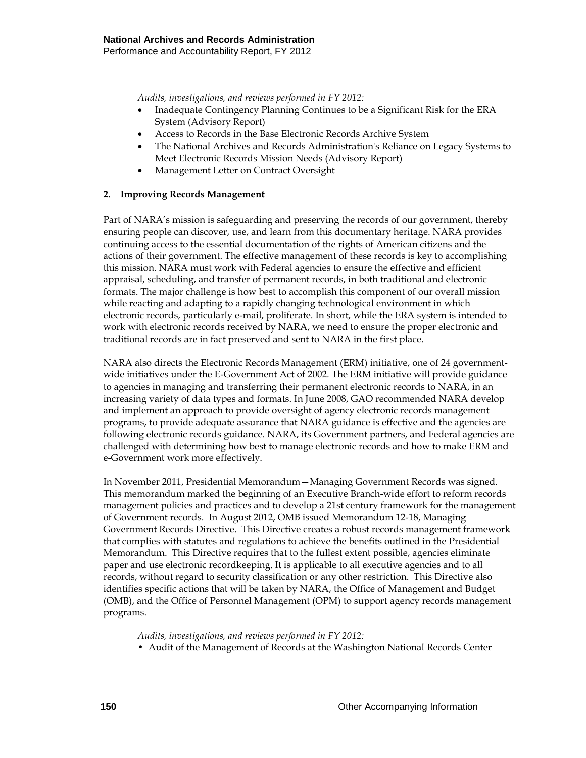*Audits, investigations, and reviews performed in FY 2012:*

- Inadequate Contingency Planning Continues to be a Significant Risk for the ERA System (Advisory Report)
- Access to Records in the Base Electronic Records Archive System
- The National Archives and Records Administration's Reliance on Legacy Systems to Meet Electronic Records Mission Needs (Advisory Report)
- Management Letter on Contract Oversight

**2. Improving Records Management**

Part of NARA's mission is safeguarding and preserving the records of our government, thereby ensuring people can discover, use, and learn from this documentary heritage. NARA provides continuing access to the essential documentation of the rights of American citizens and the actions of their government. The effective management of these records is key to accomplishing this mission. NARA must work with Federal agencies to ensure the effective and efficient appraisal, scheduling, and transfer of permanent records, in both traditional and electronic formats. The major challenge is how best to accomplish this component of our overall mission while reacting and adapting to a rapidly changing technological environment in which electronic records, particularly e-mail, proliferate. In short, while the ERA system is intended to work with electronic records received by NARA, we need to ensure the proper electronic and traditional records are in fact preserved and sent to NARA in the first place.

NARA also directs the Electronic Records Management (ERM) initiative, one of 24 government-wide initiatives under the E-Government Act of 2002. The ERM initiative will provide guidance to agencies in managing and transferring their permanent electronic records to NARA, in an increasing variety of data types and formats. In June 2008, GAO recommended NARA develop and implement an approach to provide oversight of agency electronic records management programs, to provide adequate assurance that NARA guidance is effective and the agencies are following electronic records guidance. NARA, its Government partners, and Federal agencies are challenged with determining how best to manage electronic records and how to make ERM and e-Government work more effectively.

In November 2011, Presidential Memorandum—Managing Government Records was signed. This memorandum marked the beginning of an Executive Branch-wide effort to reform records management policies and practices and to develop a 21st century framework for the management of Government records. In August 2012, OMB issued Memorandum 12-18, Managing Government Records Directive. This Directive creates a robust records management framework that complies with statutes and regulations to achieve the benefits outlined in the Presidential Memorandum. This Directive requires that to the fullest extent possible, agencies eliminate paper and use electronic recordkeeping. It is applicable to all executive agencies and to all records, without regard to security classification or any other restriction. This Directive also identifies specific actions that will be taken by NARA, the Office of Management and Budget (OMB), and the Office of Personnel Management (OPM) to support agency records management programs.

*Audits, investigations, and reviews performed in FY 2012:*

- Audit of the Management of Records at the Washington National Records Center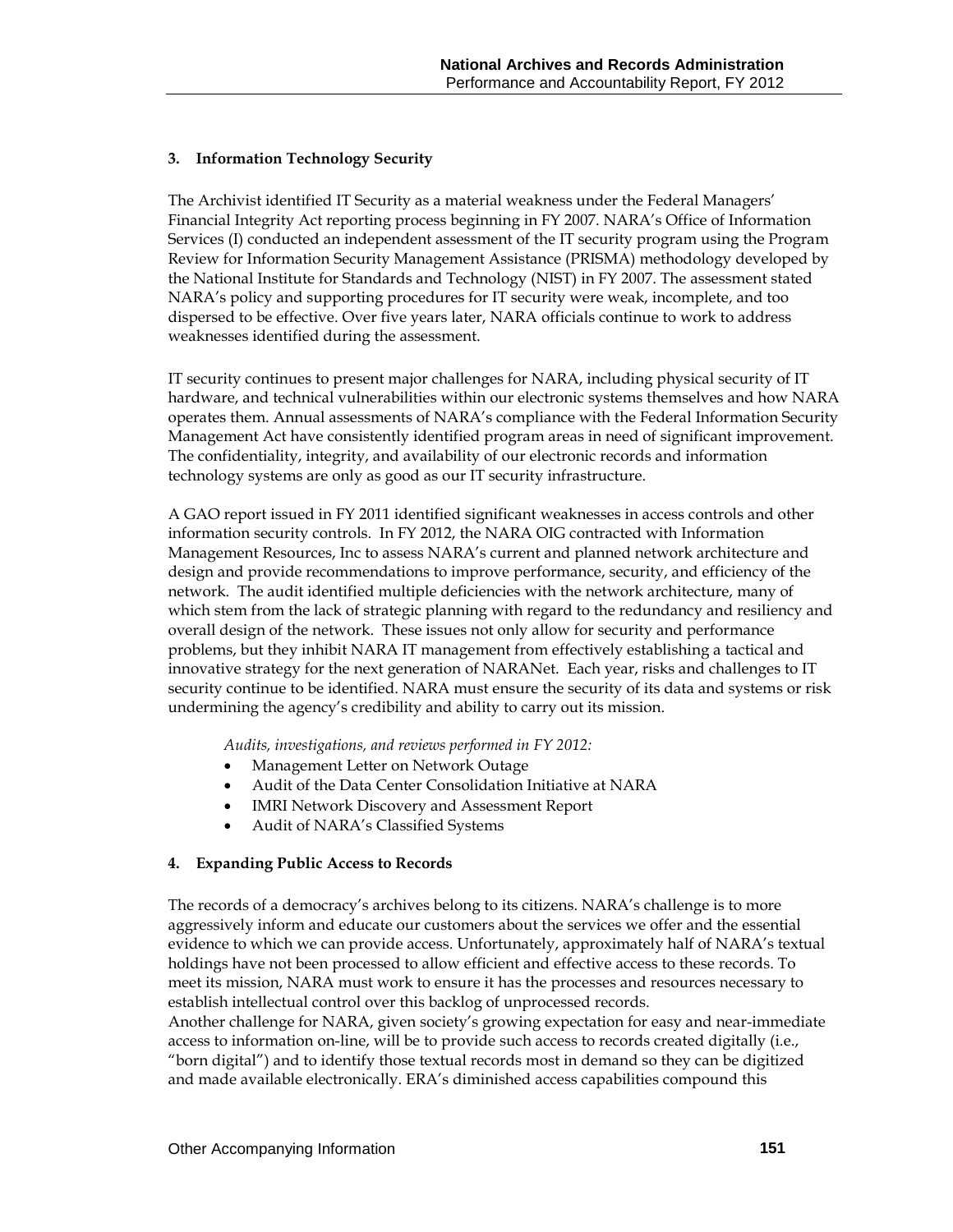### 3. Information Technology Security

The Archivist identified IT Security as a material weakness under the Federal Managers' Financial Integrity Act reporting process beginning in FY 2007. NARA's Office of Information Services (I) conducted an independent assessment of the IT security program using the Program Review for Information Security Management Assistance (PRISMA) methodology developed by the National Institute for Standards and Technology (NIST) in FY 2007. The assessment stated NARA's policy and supporting procedures for IT security were weak, incomplete, and too dispersed to be effective. Over five years later, NARA officials continue to work to address weaknesses identified during the assessment.

IT security continues to present major challenges for NARA, including physical security of IT hardware, and technical vulnerabilities within our electronic systems themselves and how NARA operates them. Annual assessments of NARA's compliance with the Federal Information Security Management Act have consistently identified program areas in need of significant improvement. The confidentiality, integrity, and availability of our electronic records and information technology systems are only as good as our IT security infrastructure.

A GAO report issued in FY 2011 identified significant weaknesses in access controls and other information security controls. In FY 2012, the NARA OIG contracted with Information Management Resources, Inc to assess NARA's current and planned network architecture and design and provide recommendations to improve performance, security, and efficiency of the network. The audit identified multiple deficiencies with the network architecture, many of which stem from the lack of strategic planning with regard to the redundancy and resiliency and overall design of the network. These issues not only allow for security and performance problems, but they inhibit NARA IT management from effectively establishing a tactical and innovative strategy for the next generation of NARANet. Each year, risks and challenges to IT security continue to be identified. NARA must ensure the security of its data and systems or risk undermining the agency's credibility and ability to carry out its mission.

*Audits, investigations, and reviews performed in FY 2012:*

- Management Letter on Network Outage
- Audit of the Data Center Consolidation Initiative at NARA
- IMRI Network Discovery and Assessment Report
- Audit of NARA's Classified Systems

### 4. Expanding Public Access to Records

The records of a democracy's archives belong to its citizens. NARA's challenge is to more aggressively inform and educate our customers about the services we offer and the essential evidence to which we can provide access. Unfortunately, approximately half of NARA's textual holdings have not been processed to allow efficient and effective access to these records. To meet its mission, NARA must work to ensure it has the processes and resources necessary to establish intellectual control over this backlog of unprocessed records.

Another challenge for NARA, given society's growing expectation for easy and near-immediate access to information on-line, will be to provide such access to records created digitally (i.e., "born digital") and to identify those textual records most in demand so they can be digitized and made available electronically. ERA's diminished access capabilities compound this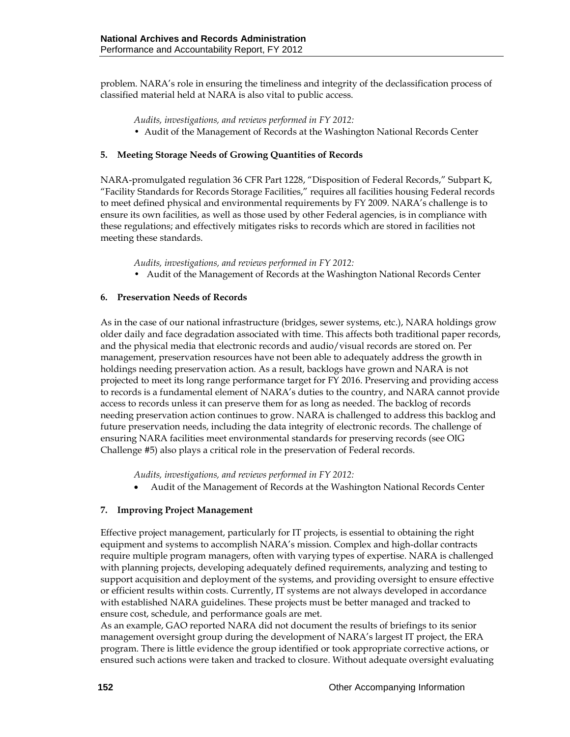problem. NARA's role in ensuring the timeliness and integrity of the declassification process of classified material held at NARA is also vital to public access.

*Audits, investigations, and reviews performed in FY 2012:*

- Audit of the Management of Records at the Washington National Records Center

**5. Meeting Storage Needs of Growing Quantities of Records**

NARA-promulgated regulation 36 CFR Part 1228, "Disposition of Federal Records," Subpart K, "Facility Standards for Records Storage Facilities," requires all facilities housing Federal records to meet defined physical and environmental requirements by FY 2009. NARA's challenge is to ensure its own facilities, as well as those used by other Federal agencies, is in compliance with these regulations; and effectively mitigates risks to records which are stored in facilities not meeting these standards.

*Audits, investigations, and reviews performed in FY 2012:*

- Audit of the Management of Records at the Washington National Records Center

**6. Preservation Needs of Records**

As in the case of our national infrastructure (bridges, sewer systems, etc.), NARA holdings grow older daily and face degradation associated with time. This affects both traditional paper records, and the physical media that electronic records and audio/visual records are stored on. Per management, preservation resources have not been able to adequately address the growth in holdings needing preservation action. As a result, backlogs have grown and NARA is not projected to meet its long range performance target for FY 2016. Preserving and providing access to records is a fundamental element of NARA's duties to the country, and NARA cannot provide access to records unless it can preserve them for as long as needed. The backlog of records needing preservation action continues to grow. NARA is challenged to address this backlog and future preservation needs, including the data integrity of electronic records. The challenge of ensuring NARA facilities meet environmental standards for preserving records (see OIG Challenge #5) also plays a critical role in the preservation of Federal records.

*Audits, investigations, and reviews performed in FY 2012:*

- Audit of the Management of Records at the Washington National Records Center

**7. Improving Project Management**

Effective project management, particularly for IT projects, is essential to obtaining the right equipment and systems to accomplish NARA's mission. Complex and high-dollar contracts require multiple program managers, often with varying types of expertise. NARA is challenged with planning projects, developing adequately defined requirements, analyzing and testing to support acquisition and deployment of the systems, and providing oversight to ensure effective or efficient results within costs. Currently, IT systems are not always developed in accordance with established NARA guidelines. These projects must be better managed and tracked to ensure cost, schedule, and performance goals are met.

As an example, GAO reported NARA did not document the results of briefings to its senior management oversight group during the development of NARA's largest IT project, the ERA program. There is little evidence the group identified or took appropriate corrective actions, or ensured such actions were taken and tracked to closure. Without adequate oversight evaluating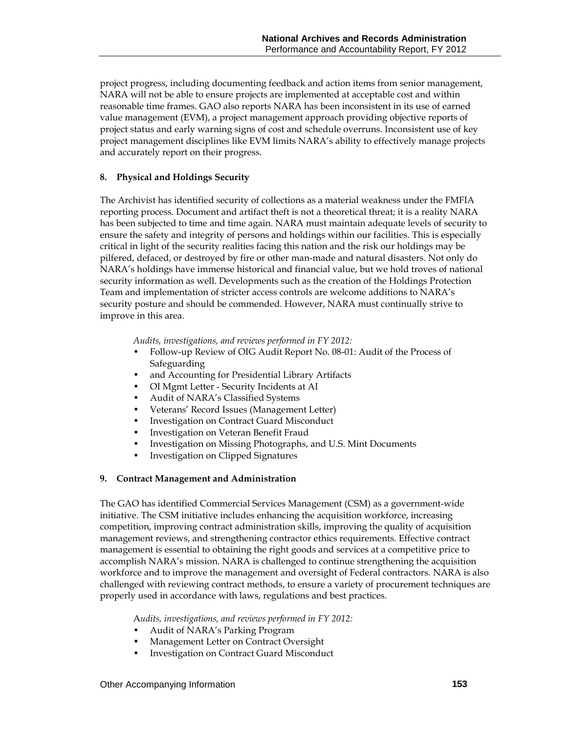project progress, including documenting feedback and action items from senior management, NARA will not be able to ensure projects are implemented at acceptable cost and within reasonable time frames. GAO also reports NARA has been inconsistent in its use of earned value management (EVM), a project management approach providing objective reports of project status and early warning signs of cost and schedule overruns. Inconsistent use of key project management disciplines like EVM limits NARA's ability to effectively manage projects and accurately report on their progress.

### 8. Physical and Holdings Security

The Archivist has identified security of collections as a material weakness under the FMFIA reporting process. Document and artifact theft is not a theoretical threat; it is a reality NARA has been subjected to time and time again. NARA must maintain adequate levels of security to ensure the safety and integrity of persons and holdings within our facilities. This is especially critical in light of the security realities facing this nation and the risk our holdings may be pilfered, defaced, or destroyed by fire or other man-made and natural disasters. Not only do NARA's holdings have immense historical and financial value, but we hold troves of national security information as well. Developments such as the creation of the Holdings Protection Team and implementation of stricter access controls are welcome additions to NARA's security posture and should be commended. However, NARA must continually strive to improve in this area.

*Audits, investigations, and reviews performed in FY 2012:*

- Follow-up Review of OIG Audit Report No. 08-01: Audit of the Process of Safeguarding
- and Accounting for Presidential Library Artifacts
- OI Mgmt Letter - Security Incidents at AI
- Audit of NARA's Classified Systems
- Veterans' Record Issues (Management Letter)
- Investigation on Contract Guard Misconduct
- Investigation on Veteran Benefit Fraud
- Investigation on Missing Photographs, and U.S. Mint Documents
- Investigation on Clipped Signatures

### 9. Contract Management and Administration

The GAO has identified Commercial Services Management (CSM) as a government-wide initiative. The CSM initiative includes enhancing the acquisition workforce, increasing competition, improving contract administration skills, improving the quality of acquisition management reviews, and strengthening contractor ethics requirements. Effective contract management is essential to obtaining the right goods and services at a competitive price to accomplish NARA's mission. NARA is challenged to continue strengthening the acquisition workforce and to improve the management and oversight of Federal contractors. NARA is also challenged with reviewing contract methods, to ensure a variety of procurement techniques are properly used in accordance with laws, regulations and best practices.

*Audits, investigations, and reviews performed in FY 2012:*

- Audit of NARA's Parking Program
- Management Letter on Contract Oversight
- Investigation on Contract Guard Misconduct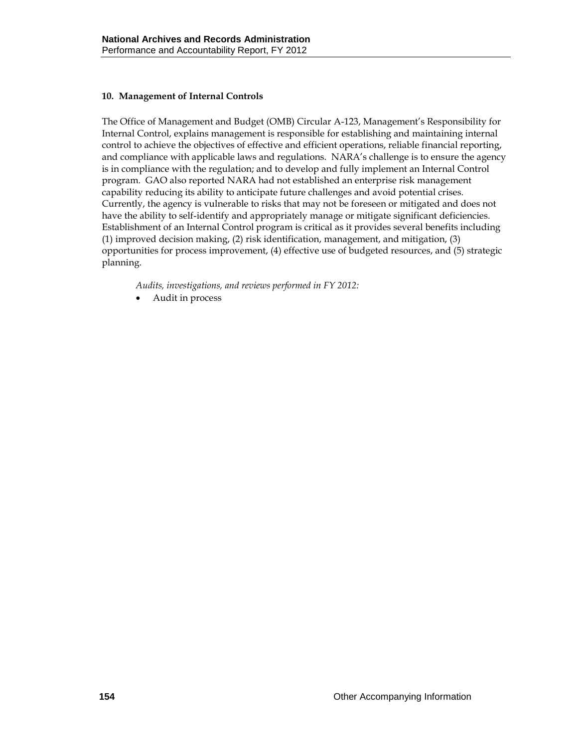### 10. Management of Internal Controls

The Office of Management and Budget (OMB) Circular A-123, Management's Responsibility for Internal Control, explains management is responsible for establishing and maintaining internal control to achieve the objectives of effective and efficient operations, reliable financial reporting, and compliance with applicable laws and regulations. NARA's challenge is to ensure the agency is in compliance with the regulation; and to develop and fully implement an Internal Control program. GAO also reported NARA had not established an enterprise risk management capability reducing its ability to anticipate future challenges and avoid potential crises. Currently, the agency is vulnerable to risks that may not be foreseen or mitigated and does not have the ability to self-identify and appropriately manage or mitigate significant deficiencies. Establishment of an Internal Control program is critical as it provides several benefits including (1) improved decision making, (2) risk identification, management, and mitigation, (3) opportunities for process improvement, (4) effective use of budgeted resources, and (5) strategic planning.

*Audits, investigations, and reviews performed in FY 2012:*

- Audit in process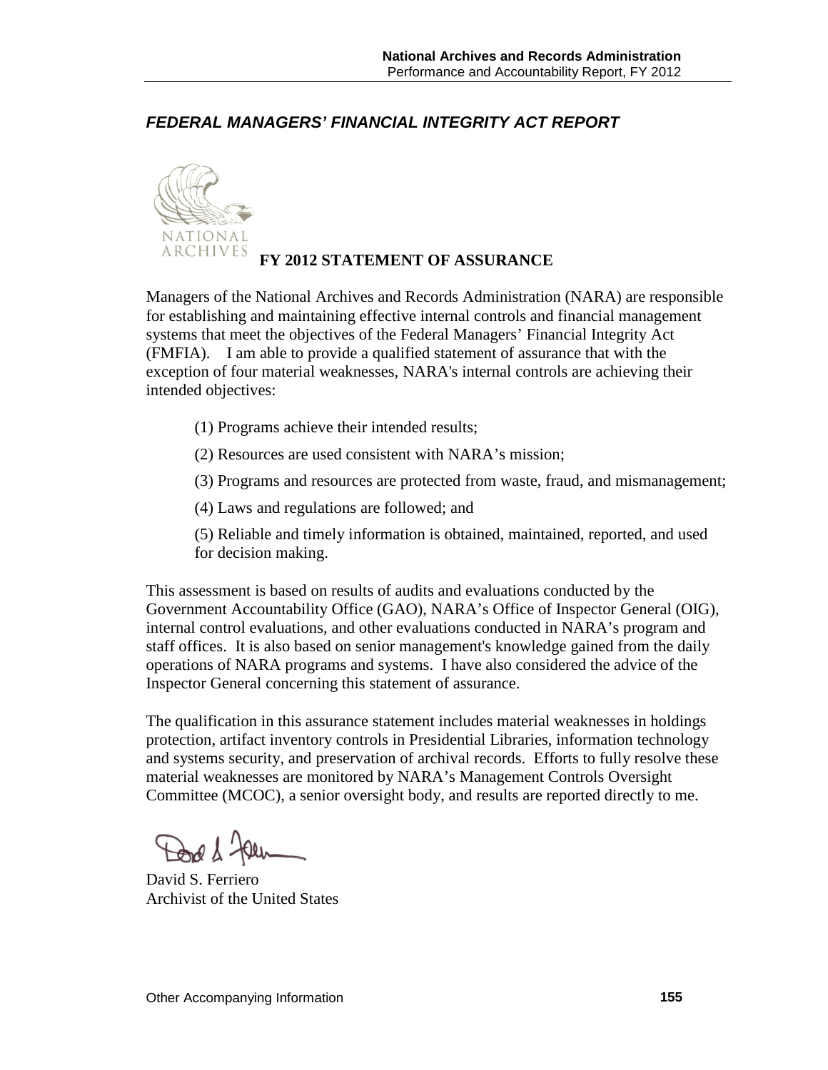## *FEDERAL MANAGERS' FINANCIAL INTEGRITY ACT REPORT*

### FY 2012 STATEMENT OF ASSURANCE

Managers of the National Archives and Records Administration (NARA) are responsible for establishing and maintaining effective internal controls and financial management systems that meet the objectives of the Federal Managers' Financial Integrity Act (FMFIA). I am able to provide a qualified statement of assurance that with the exception of four material weaknesses, NARA's internal controls are achieving their intended objectives:

(1) Programs achieve their intended results;

(2) Resources are used consistent with NARA's mission;

(3) Programs and resources are protected from waste, fraud, and mismanagement;

(4) Laws and regulations are followed; and

(5) Reliable and timely information is obtained, maintained, reported, and used for decision making.

This assessment is based on results of audits and evaluations conducted by the Government Accountability Office (GAO), NARA's Office of Inspector General (OIG), internal control evaluations, and other evaluations conducted in NARA's program and staff offices. It is also based on senior management's knowledge gained from the daily operations of NARA programs and systems. I have also considered the advice of the Inspector General concerning this statement of assurance.

The qualification in this assurance statement includes material weaknesses in holdings protection, artifact inventory controls in Presidential Libraries, information technology and systems security, and preservation of archival records. Efforts to fully resolve these material weaknesses are monitored by NARA's Management Controls Oversight Committee (MCOC), a senior oversight body, and results are reported directly to me.

David S. Ferriero
Archivist of the United States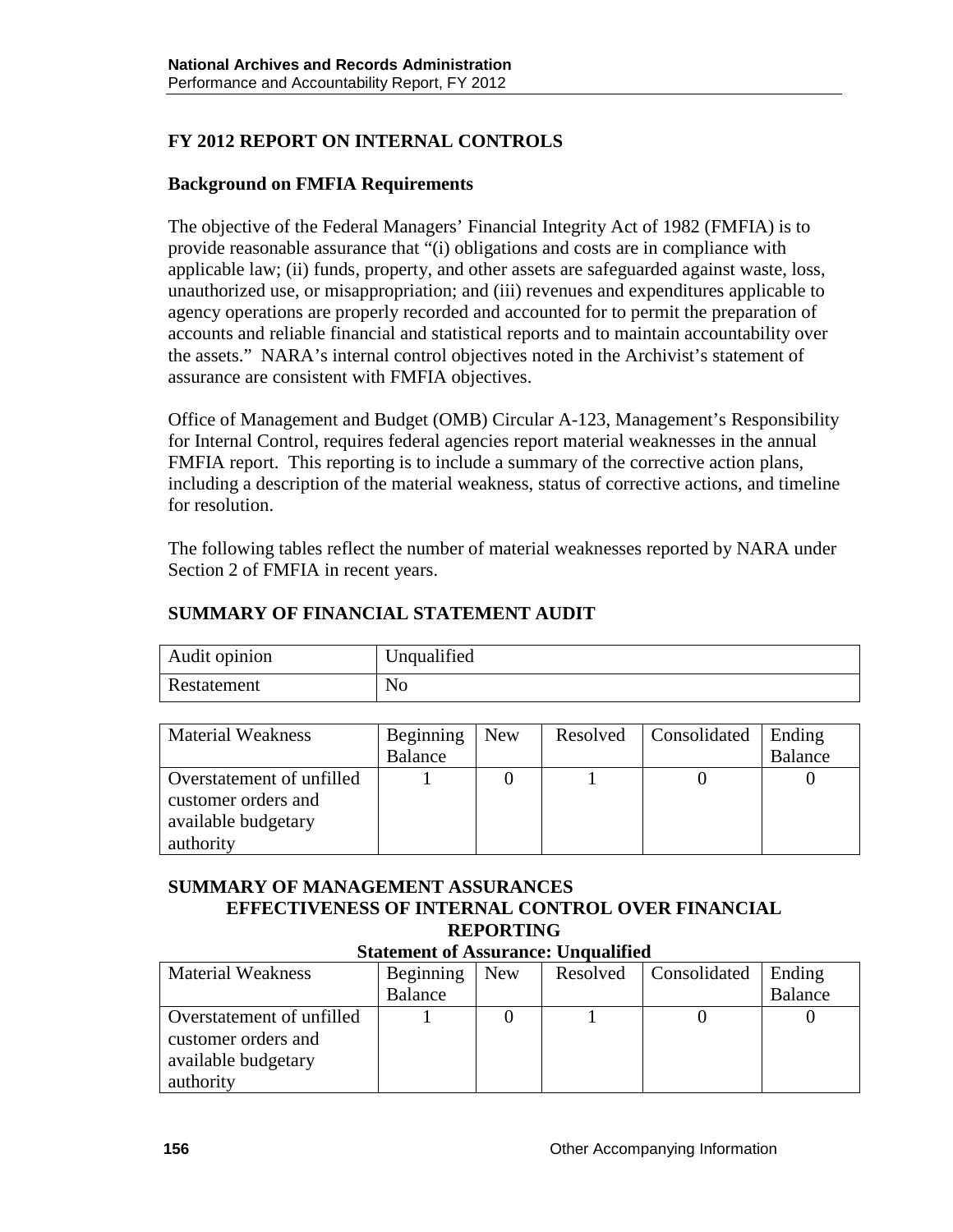## FY 2012 REPORT ON INTERNAL CONTROLS

### Background on FMFIA Requirements

The objective of the Federal Managers' Financial Integrity Act of 1982 (FMFIA) is to provide reasonable assurance that "(i) obligations and costs are in compliance with applicable law; (ii) funds, property, and other assets are safeguarded against waste, loss, unauthorized use, or misappropriation; and (iii) revenues and expenditures applicable to agency operations are properly recorded and accounted for to permit the preparation of accounts and reliable financial and statistical reports and to maintain accountability over the assets." NARA's internal control objectives noted in the Archivist's statement of assurance are consistent with FMFIA objectives.

Office of Management and Budget (OMB) Circular A-123, Management's Responsibility for Internal Control, requires federal agencies report material weaknesses in the annual FMFIA report. This reporting is to include a summary of the corrective action plans, including a description of the material weakness, status of corrective actions, and timeline for resolution.

The following tables reflect the number of material weaknesses reported by NARA under Section 2 of FMFIA in recent years.

### SUMMARY OF FINANCIAL STATEMENT AUDIT

| Audit opinion | Unqualified |
|---|---|
| Restatement | No |

| Material Weakness | Beginning Balance | New | Resolved | Consolidated | Ending Balance |
|---|---|---|---|---|---|
| Overstatement of unfilled customer orders and available budgetary authority | 1 | 0 | 1 | 0 | 0 |

### SUMMARY OF MANAGEMENT ASSURANCES
### EFFECTIVENESS OF INTERNAL CONTROL OVER FINANCIAL REPORTING

**Statement of Assurance: Unqualified**

| Material Weakness | Beginning Balance | New | Resolved | Consolidated | Ending Balance |
|---|---|---|---|---|---|
| Overstatement of unfilled customer orders and available budgetary authority | 1 | 0 | 1 | 0 | 0 |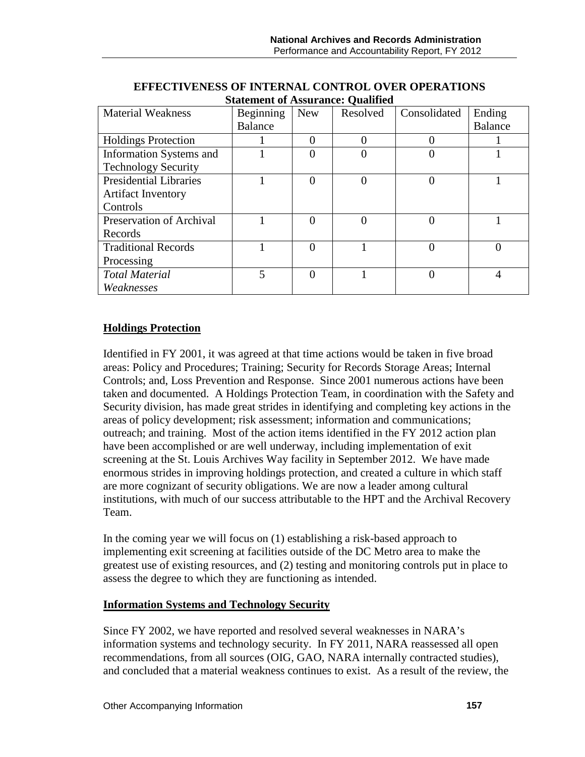**EFFECTIVENESS OF INTERNAL CONTROL OVER OPERATIONS**
**Statement of Assurance: Qualified**

| Material Weakness | Beginning Balance | New | Resolved | Consolidated | Ending Balance |
|---|---|---|---|---|---|
| Holdings Protection | 1 | 0 | 0 | 0 | 1 |
| Information Systems and Technology Security | 1 | 0 | 0 | 0 | 1 |
| Presidential Libraries Artifact Inventory Controls | 1 | 0 | 0 | 0 | 1 |
| Preservation of Archival Records | 1 | 0 | 0 | 0 | 1 |
| Traditional Records Processing | 1 | 0 | 1 | 0 | 0 |
| *Total Material Weaknesses* | 5 | 0 | 1 | 0 | 4 |

**Holdings Protection**

Identified in FY 2001, it was agreed at that time actions would be taken in five broad areas: Policy and Procedures; Training; Security for Records Storage Areas; Internal Controls; and, Loss Prevention and Response. Since 2001 numerous actions have been taken and documented. A Holdings Protection Team, in coordination with the Safety and Security division, has made great strides in identifying and completing key actions in the areas of policy development; risk assessment; information and communications; outreach; and training. Most of the action items identified in the FY 2012 action plan have been accomplished or are well underway, including implementation of exit screening at the St. Louis Archives Way facility in September 2012. We have made enormous strides in improving holdings protection, and created a culture in which staff are more cognizant of security obligations. We are now a leader among cultural institutions, with much of our success attributable to the HPT and the Archival Recovery Team.

In the coming year we will focus on (1) establishing a risk-based approach to implementing exit screening at facilities outside of the DC Metro area to make the greatest use of existing resources, and (2) testing and monitoring controls put in place to assess the degree to which they are functioning as intended.

**Information Systems and Technology Security**

Since FY 2002, we have reported and resolved several weaknesses in NARA's information systems and technology security. In FY 2011, NARA reassessed all open recommendations, from all sources (OIG, GAO, NARA internally contracted studies), and concluded that a material weakness continues to exist. As a result of the review, the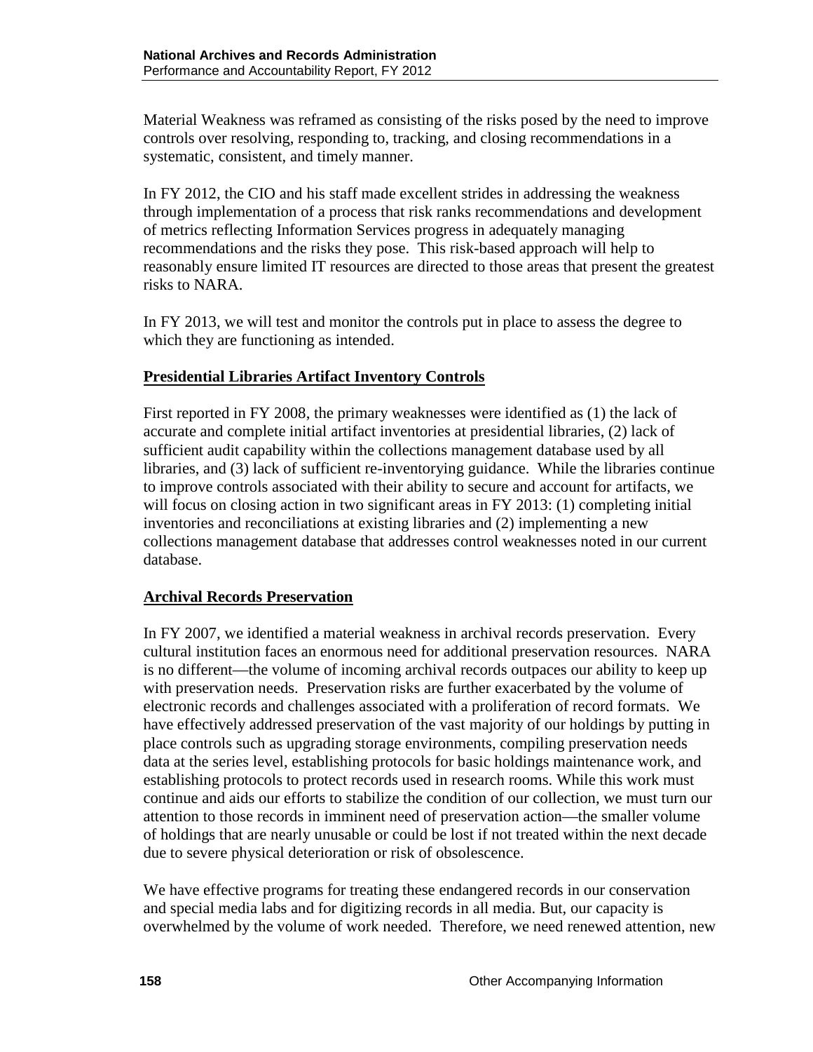Material Weakness was reframed as consisting of the risks posed by the need to improve controls over resolving, responding to, tracking, and closing recommendations in a systematic, consistent, and timely manner.

In FY 2012, the CIO and his staff made excellent strides in addressing the weakness through implementation of a process that risk ranks recommendations and development of metrics reflecting Information Services progress in adequately managing recommendations and the risks they pose. This risk-based approach will help to reasonably ensure limited IT resources are directed to those areas that present the greatest risks to NARA.

In FY 2013, we will test and monitor the controls put in place to assess the degree to which they are functioning as intended.

**Presidential Libraries Artifact Inventory Controls**

First reported in FY 2008, the primary weaknesses were identified as (1) the lack of accurate and complete initial artifact inventories at presidential libraries, (2) lack of sufficient audit capability within the collections management database used by all libraries, and (3) lack of sufficient re-inventorying guidance. While the libraries continue to improve controls associated with their ability to secure and account for artifacts, we will focus on closing action in two significant areas in FY 2013: (1) completing initial inventories and reconciliations at existing libraries and (2) implementing a new collections management database that addresses control weaknesses noted in our current database.

**Archival Records Preservation**

In FY 2007, we identified a material weakness in archival records preservation. Every cultural institution faces an enormous need for additional preservation resources. NARA is no different—the volume of incoming archival records outpaces our ability to keep up with preservation needs. Preservation risks are further exacerbated by the volume of electronic records and challenges associated with a proliferation of record formats. We have effectively addressed preservation of the vast majority of our holdings by putting in place controls such as upgrading storage environments, compiling preservation needs data at the series level, establishing protocols for basic holdings maintenance work, and establishing protocols to protect records used in research rooms. While this work must continue and aids our efforts to stabilize the condition of our collection, we must turn our attention to those records in imminent need of preservation action—the smaller volume of holdings that are nearly unusable or could be lost if not treated within the next decade due to severe physical deterioration or risk of obsolescence.

We have effective programs for treating these endangered records in our conservation and special media labs and for digitizing records in all media. But, our capacity is overwhelmed by the volume of work needed. Therefore, we need renewed attention, new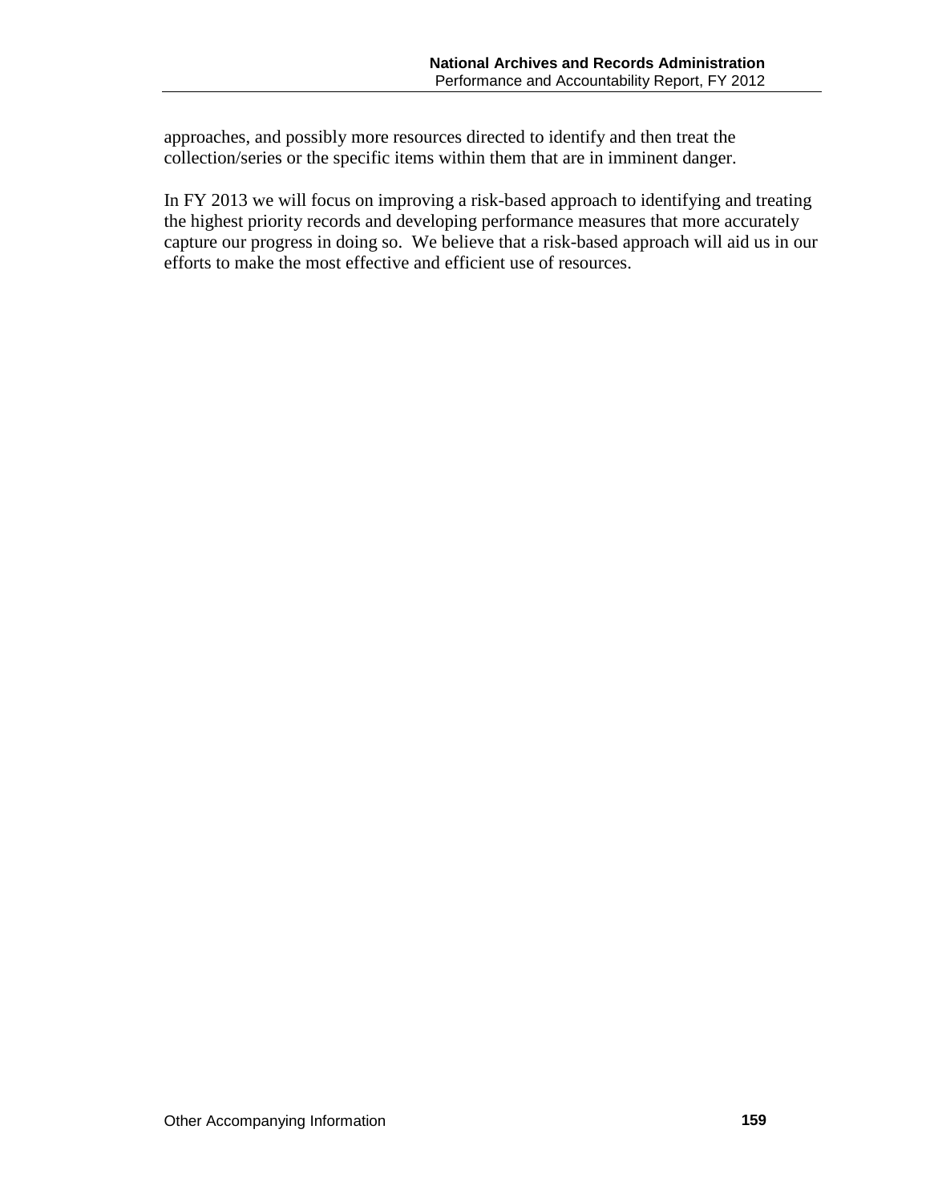approaches, and possibly more resources directed to identify and then treat the collection/series or the specific items within them that are in imminent danger.

In FY 2013 we will focus on improving a risk-based approach to identifying and treating the highest priority records and developing performance measures that more accurately capture our progress in doing so. We believe that a risk-based approach will aid us in our efforts to make the most effective and efficient use of resources.